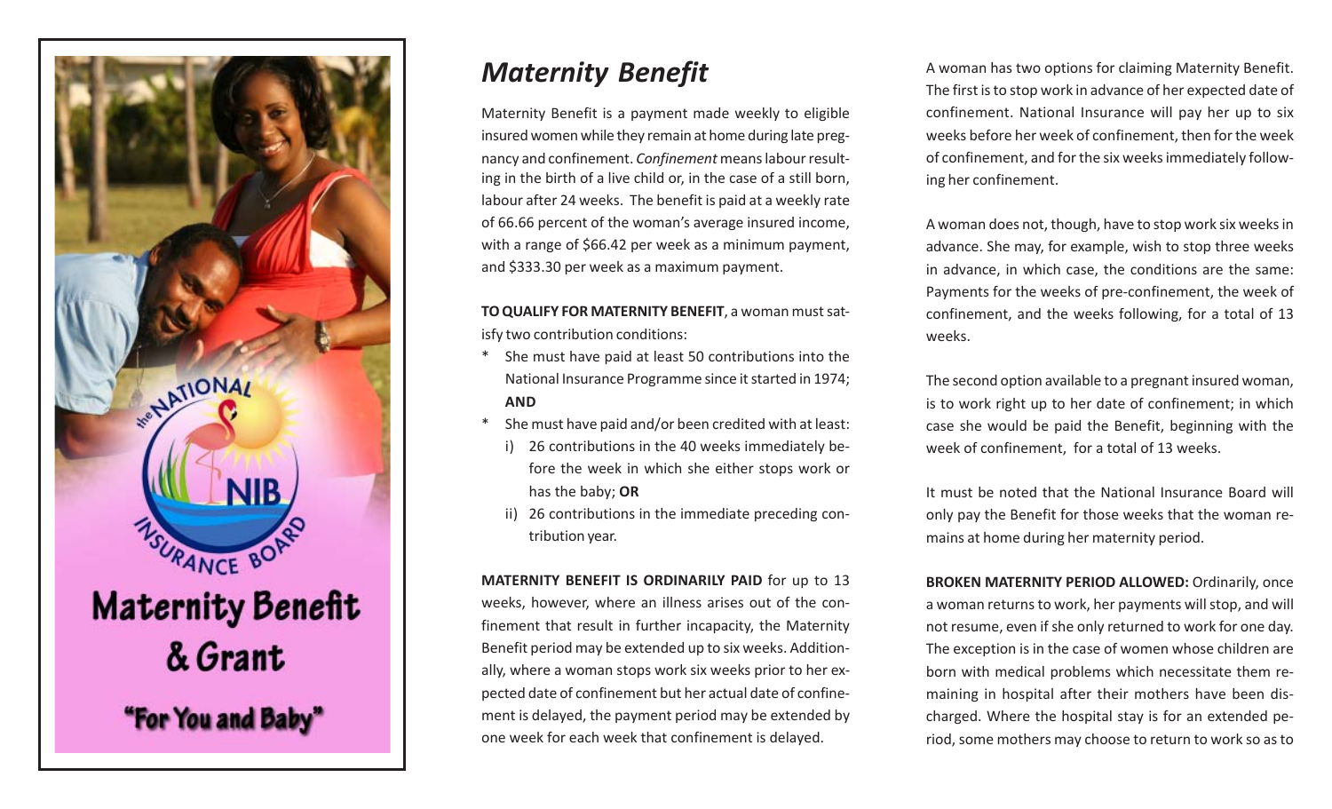the NATIONAL INSURANCE BOARD NIB

# Maternity Benefit & Grant

"For You and Baby"

## *Maternity Benefit*

Maternity Benefit is a payment made weekly to eligible insured women while they remain at home during late pregnancy and confinement. *Confinement* means labour resulting in the birth of a live child or, in the case of a still born, labour after 24 weeks. The benefit is paid at a weekly rate of 66.66 percent of the woman's average insured income, with a range of $66.42 per week as a minimum payment, and $333.30 per week as a maximum payment.

**TO QUALIFY FOR MATERNITY BENEFIT**, a woman must satisfy two contribution conditions:

* She must have paid at least 50 contributions into the National Insurance Programme since it started in 1974; **AND**
* She must have paid and/or been credited with at least:
  i) 26 contributions in the 40 weeks immediately before the week in which she either stops work or has the baby; **OR**
  ii) 26 contributions in the immediate preceding contribution year.

**MATERNITY BENEFIT IS ORDINARILY PAID** for up to 13 weeks, however, where an illness arises out of the confinement that result in further incapacity, the Maternity Benefit period may be extended up to six weeks. Additionally, where a woman stops work six weeks prior to her expected date of confinement but her actual date of confinement is delayed, the payment period may be extended by one week for each week that confinement is delayed.

A woman has two options for claiming Maternity Benefit. The first is to stop work in advance of her expected date of confinement. National Insurance will pay her up to six weeks before her week of confinement, then for the week of confinement, and for the six weeks immediately following her confinement.

A woman does not, though, have to stop work six weeks in advance. She may, for example, wish to stop three weeks in advance, in which case, the conditions are the same: Payments for the weeks of pre-confinement, the week of confinement, and the weeks following, for a total of 13 weeks.

The second option available to a pregnant insured woman, is to work right up to her date of confinement; in which case she would be paid the Benefit, beginning with the week of confinement, for a total of 13 weeks.

It must be noted that the National Insurance Board will only pay the Benefit for those weeks that the woman remains at home during her maternity period.

**BROKEN MATERNITY PERIOD ALLOWED:** Ordinarily, once a woman returns to work, her payments will stop, and will not resume, even if she only returned to work for one day. The exception is in the case of women whose children are born with medical problems which necessitate them remaining in hospital after their mothers have been discharged. Where the hospital stay is for an extended period, some mothers may choose to return to work so as to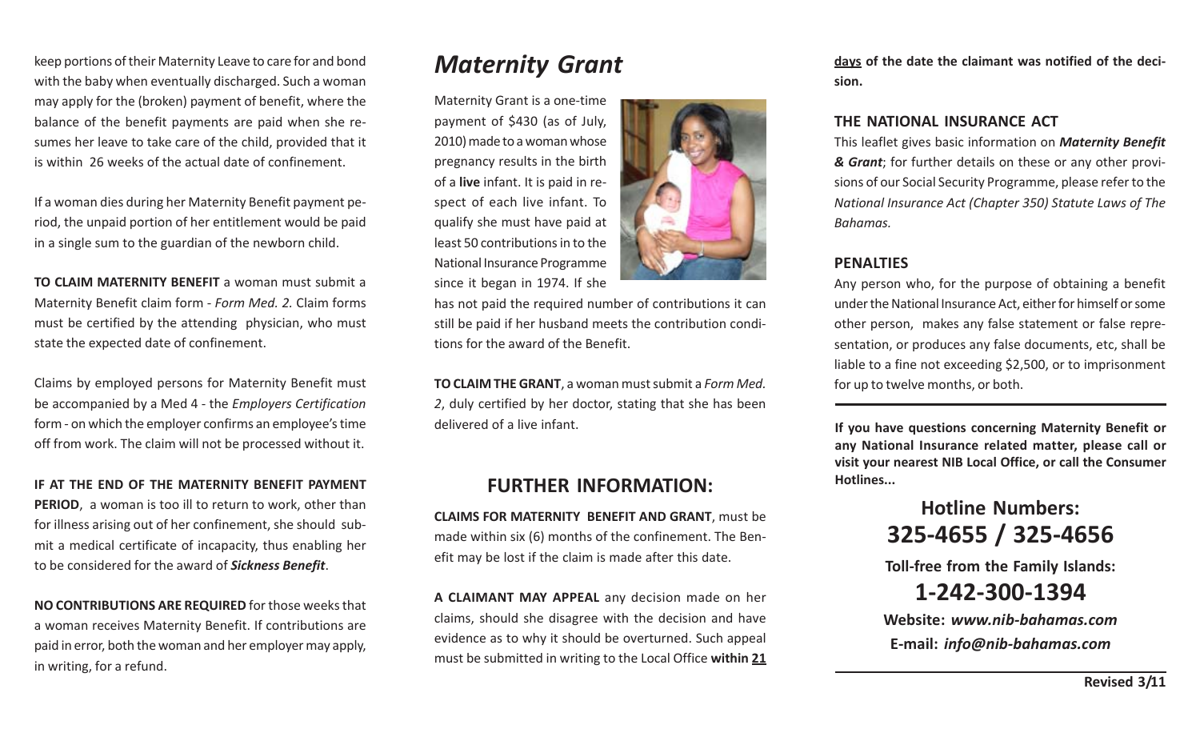keep portions of their Maternity Leave to care for and bond with the baby when eventually discharged. Such a woman may apply for the (broken) payment of benefit, where the balance of the benefit payments are paid when she resumes her leave to take care of the child, provided that it is within 26 weeks of the actual date of confinement.

If a woman dies during her Maternity Benefit payment period, the unpaid portion of her entitlement would be paid in a single sum to the guardian of the newborn child.

**TO CLAIM MATERNITY BENEFIT** a woman must submit a Maternity Benefit claim form - *Form Med. 2.* Claim forms must be certified by the attending physician, who must state the expected date of confinement.

Claims by employed persons for Maternity Benefit must be accompanied by a Med 4 - the *Employers Certification* form - on which the employer confirms an employee's time off from work. The claim will not be processed without it.

**IF AT THE END OF THE MATERNITY BENEFIT PAYMENT PERIOD**, a woman is too ill to return to work, other than for illness arising out of her confinement, she should submit a medical certificate of incapacity, thus enabling her to be considered for the award of ***Sickness Benefit***.

**NO CONTRIBUTIONS ARE REQUIRED** for those weeks that a woman receives Maternity Benefit. If contributions are paid in error, both the woman and her employer may apply, in writing, for a refund.

# *Maternity Grant*

Maternity Grant is a one-time payment of $430 (as of July, 2010) made to a woman whose pregnancy results in the birth of a **live** infant. It is paid in respect of each live infant. To qualify she must have paid at least 50 contributions in to the National Insurance Programme since it began in 1974. If she has not paid the required number of contributions it can still be paid if her husband meets the contribution conditions for the award of the Benefit.

**TO CLAIM THE GRANT**, a woman must submit a *Form Med. 2*, duly certified by her doctor, stating that she has been delivered of a live infant.

## FURTHER INFORMATION:

**CLAIMS FOR MATERNITY BENEFIT AND GRANT**, must be made within six (6) months of the confinement. The Benefit may be lost if the claim is made after this date.

**A CLAIMANT MAY APPEAL** any decision made on her claims, should she disagree with the decision and have evidence as to why it should be overturned. Such appeal must be submitted in writing to the Local Office **within 21 days of the date the claimant was notified of the decision.**

### THE NATIONAL INSURANCE ACT

This leaflet gives basic information on ***Maternity Benefit & Grant***; for further details on these or any other provisions of our Social Security Programme, please refer to the *National Insurance Act (Chapter 350) Statute Laws of The Bahamas.*

### PENALTIES

Any person who, for the purpose of obtaining a benefit under the National Insurance Act, either for himself or some other person, makes any false statement or false representation, or produces any false documents, etc, shall be liable to a fine not exceeding $2,500, or to imprisonment for up to twelve months, or both.

**If you have questions concerning Maternity Benefit or any National Insurance related matter, please call or visit your nearest NIB Local Office, or call the Consumer Hotlines...**

## Hotline Numbers:
## 325-4655 / 325-4656

**Toll-free from the Family Islands:**

## 1-242-300-1394

**Website:** ***www.nib-bahamas.com***

**E-mail:** ***info@nib-bahamas.com***

**Revised 3/11**